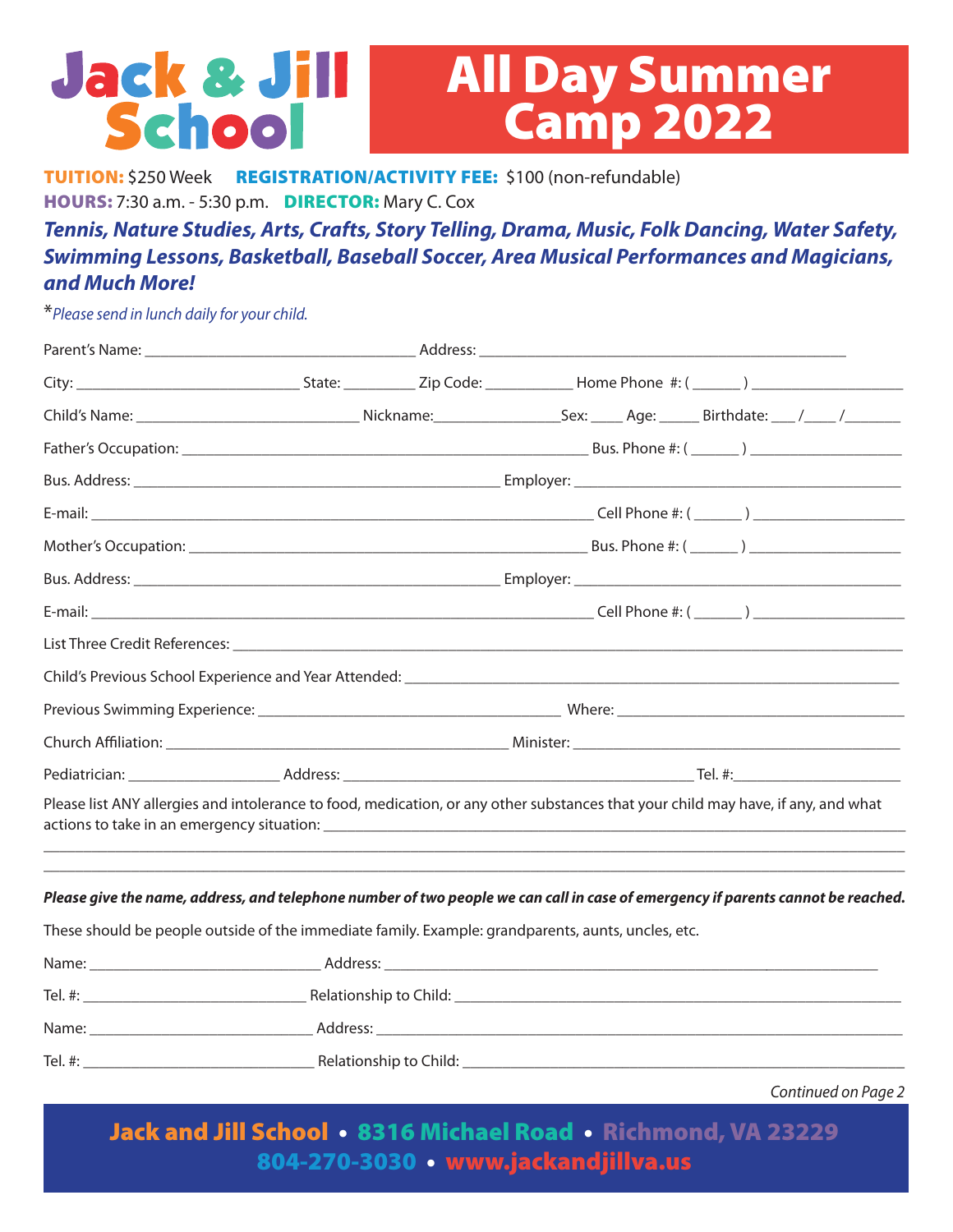# Jack & Jill School

# All Day Summer Camp 2022

**TUITION:** $250 Week **REGISTRATION/ACTIVITY FEE:** $100 (non-refundable)

**HOURS:** 7:30 a.m. - 5:30 p.m. **DIRECTOR:** Mary C. Cox

***Tennis, Nature Studies, Arts, Crafts, Story Telling, Drama, Music, Folk Dancing, Water Safety, Swimming Lessons, Basketball, Baseball Soccer, Area Musical Performances and Magicians, and Much More!***

**Please send in lunch daily for your child.*

Parent's Name: ________________________________ Address: ____________________________________________

City: ___________________________ State: _________ Zip Code: ___________ Home Phone #: ( ______ ) ___________________

Child's Name: ___________________________ Nickname:_______________Sex: ____ Age: _____ Birthdate: ___ /____ /_______

Father's Occupation: ________________________________________________ Bus. Phone #: ( ______ ) ___________________

Bus. Address: ______________________________________________ Employer: ________________________________________

E-mail: _____________________________________________________________ Cell Phone #: ( ______ ) ___________________

Mother's Occupation: _______________________________________________ Bus. Phone #: ( ______ ) ___________________

Bus. Address: ______________________________________________ Employer: ________________________________________

E-mail: _____________________________________________________________ Cell Phone #: ( ______ ) ___________________

List Three Credit References: _______________________________________________________________________________

Child's Previous School Experience and Year Attended: _____________________________________________________________

Previous Swimming Experience: ______________________________________ Where: __________________________________

Church Affiliation: _________________________________________ Minister: ________________________________________

Pediatrician: ___________________ Address: ___________________________________________ Tel. #:_____________________

Please list ANY allergies and intolerance to food, medication, or any other substances that your child may have, if any, and what actions to take in an emergency situation: ____________________________________________________________________________

_____________________________________________________________________________________________________

_____________________________________________________________________________________________________

***Please give the name, address, and telephone number of two people we can call in case of emergency if parents cannot be reached.***

These should be people outside of the immediate family. Example: grandparents, aunts, uncles, etc.

Name: _____________________________ Address: _____________________________________________________________

Tel. #: ____________________________ Relationship to Child: __________________________________________________

Name: _____________________________ Address: _____________________________________________________________

Tel. #: ____________________________ Relationship to Child: __________________________________________________

*Continued on Page 2*

**Jack and Jill School • 8316 Michael Road • Richmond, VA 23229**
**804-270-3030 • www.jackandjillva.us**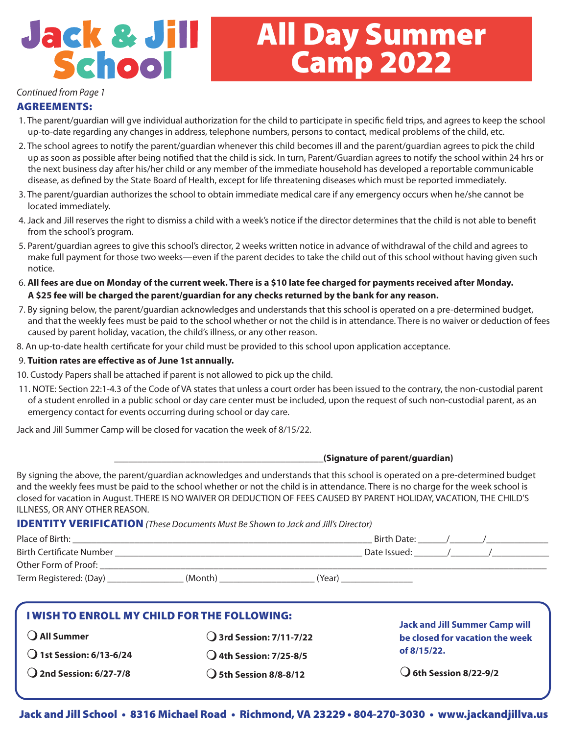# Jack & Jill School

# All Day Summer Camp 2022

*Continued from Page 1*

## AGREEMENTS:

1. The parent/guardian will gve individual authorization for the child to participate in specific field trips, and agrees to keep the school up-to-date regarding any changes in address, telephone numbers, persons to contact, medical problems of the child, etc.
2. The school agrees to notify the parent/guardian whenever this child becomes ill and the parent/guardian agrees to pick the child up as soon as possible after being notified that the child is sick. In turn, Parent/Guardian agrees to notify the school within 24 hrs or the next business day after his/her child or any member of the immediate household has developed a reportable communicable disease, as defined by the State Board of Health, except for life threatening diseases which must be reported immediately.
3. The parent/guardian authorizes the school to obtain immediate medical care if any emergency occurs when he/she cannot be located immediately.
4. Jack and Jill reserves the right to dismiss a child with a week's notice if the director determines that the child is not able to benefit from the school's program.
5. Parent/guardian agrees to give this school's director, 2 weeks written notice in advance of withdrawal of the child and agrees to make full payment for those two weeks—even if the parent decides to take the child out of this school without having given such notice.
6. **All fees are due on Monday of the current week. There is a $10 late fee charged for payments received after Monday. A $25 fee will be charged the parent/guardian for any checks returned by the bank for any reason.**
7. By signing below, the parent/guardian acknowledges and understands that this school is operated on a pre-determined budget, and that the weekly fees must be paid to the school whether or not the child is in attendance. There is no waiver or deduction of fees caused by parent holiday, vacation, the child's illness, or any other reason.
8. An up-to-date health certificate for your child must be provided to this school upon application acceptance.
9. **Tuition rates are effective as of June 1st annually.**
10. Custody Papers shall be attached if parent is not allowed to pick up the child.
11. NOTE: Section 22:1-4.3 of the Code of VA states that unless a court order has been issued to the contrary, the non-custodial parent of a student enrolled in a public school or day care center must be included, upon the request of such non-custodial parent, as an emergency contact for events occurring during school or day care.

Jack and Jill Summer Camp will be closed for vacation the week of 8/15/22.

_____________________________________________**(Signature of parent/guardian)**

By signing the above, the parent/guardian acknowledges and understands that this school is operated on a pre-determined budget and the weekly fees must be paid to the school whether or not the child is in attendance. There is no charge for the week school is closed for vacation in August. THERE IS NO WAIVER OR DEDUCTION OF FEES CAUSED BY PARENT HOLIDAY, VACATION, THE CHILD'S ILLNESS, OR ANY OTHER REASON.

## IDENTITY VERIFICATION *(These Documents Must Be Shown to Jack and Jill's Director)*

Place of Birth: ______________________________ Birth Date: ______/_______/_____________

Birth Certificate Number ______________________________ Date Issued: _______/________/____________

Other Form of Proof: ______________________________

Term Registered: (Day) ________________ (Month) ____________________ (Year) ________________

## I WISH TO ENROLL MY CHILD FOR THE FOLLOWING:

- ❍ **All Summer**
- ❍ **1st Session: 6/13-6/24**
- ❍ **2nd Session: 6/27-7/8**
- ❍ **3rd Session: 7/11-7/22**
- ❍ **4th Session: 7/25-8/5**
- ❍ **5th Session 8/8-8/12**

**Jack and Jill Summer Camp will be closed for vacation the week of 8/15/22.**

- ❍ **6th Session 8/22-9/2**

**Jack and Jill School • 8316 Michael Road • Richmond, VA 23229 • 804-270-3030 • www.jackandjillva.us**